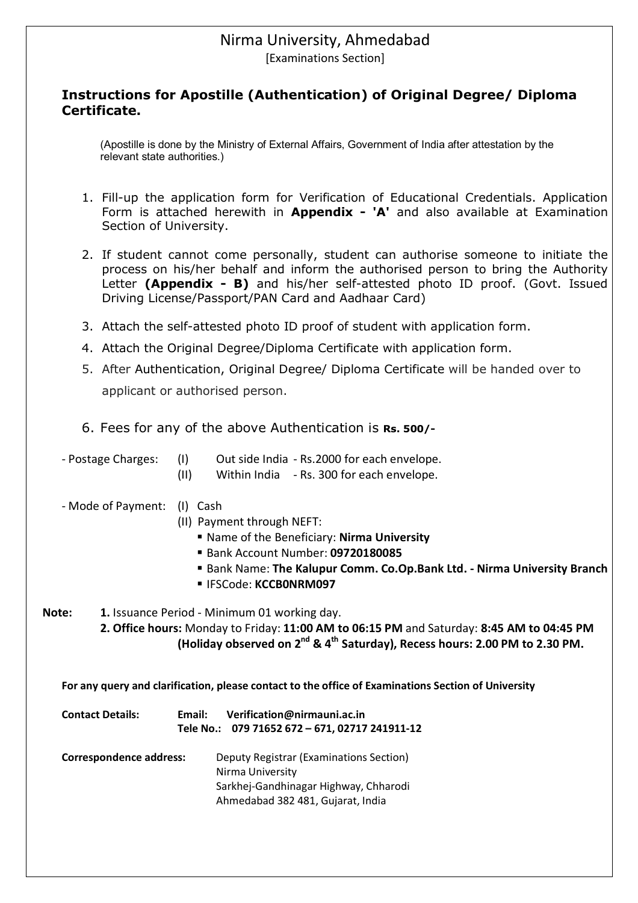# Nirma University, Ahmedabad

[Examinations Section]

## Instructions for Apostille (Authentication) of Original Degree/ Diploma Certificate.

(Apostille is done by the Ministry of External Affairs, Government of India after attestation by the relevant state authorities.)

1. Fill-up the application form for Verification of Educational Credentials. Application Form is attached herewith in **Appendix - 'A'** and also available at Examination Section of University.
2. If student cannot come personally, student can authorise someone to initiate the process on his/her behalf and inform the authorised person to bring the Authority Letter **(Appendix - B)** and his/her self-attested photo ID proof. (Govt. Issued Driving License/Passport/PAN Card and Aadhaar Card)
3. Attach the self-attested photo ID proof of student with application form.
4. Attach the Original Degree/Diploma Certificate with application form.
5. After Authentication, Original Degree/ Diploma Certificate will be handed over to applicant or authorised person.
6. Fees for any of the above Authentication is **Rs. 500/-**

- Postage Charges:
  - (I) Out side India - Rs.2000 for each envelope.
  - (II) Within India - Rs. 300 for each envelope.

- Mode of Payment:
  - (I) Cash
  - (II) Payment through NEFT:
    - Name of the Beneficiary: **Nirma University**
    - Bank Account Number: **09720180085**
    - Bank Name: **The Kalupur Comm. Co.Op.Bank Ltd. - Nirma University Branch**
    - IFSCode: **KCCB0NRM097**

**Note:**

**1.** Issuance Period - Minimum 01 working day.

**2. Office hours:** Monday to Friday: **11:00 AM to 06:15 PM** and Saturday: **8:45 AM to 04:45 PM (Holiday observed on 2nd & 4th Saturday), Recess hours: 2.00 PM to 2.30 PM.**

**For any query and clarification, please contact to the office of Examinations Section of University**

**Contact Details:** **Email: Verification@nirmauni.ac.in**
**Tele No.: 079 71652 672 – 671, 02717 241911-12**

**Correspondence address:**
Deputy Registrar (Examinations Section)
Nirma University
Sarkhej-Gandhinagar Highway, Chharodi
Ahmedabad 382 481, Gujarat, India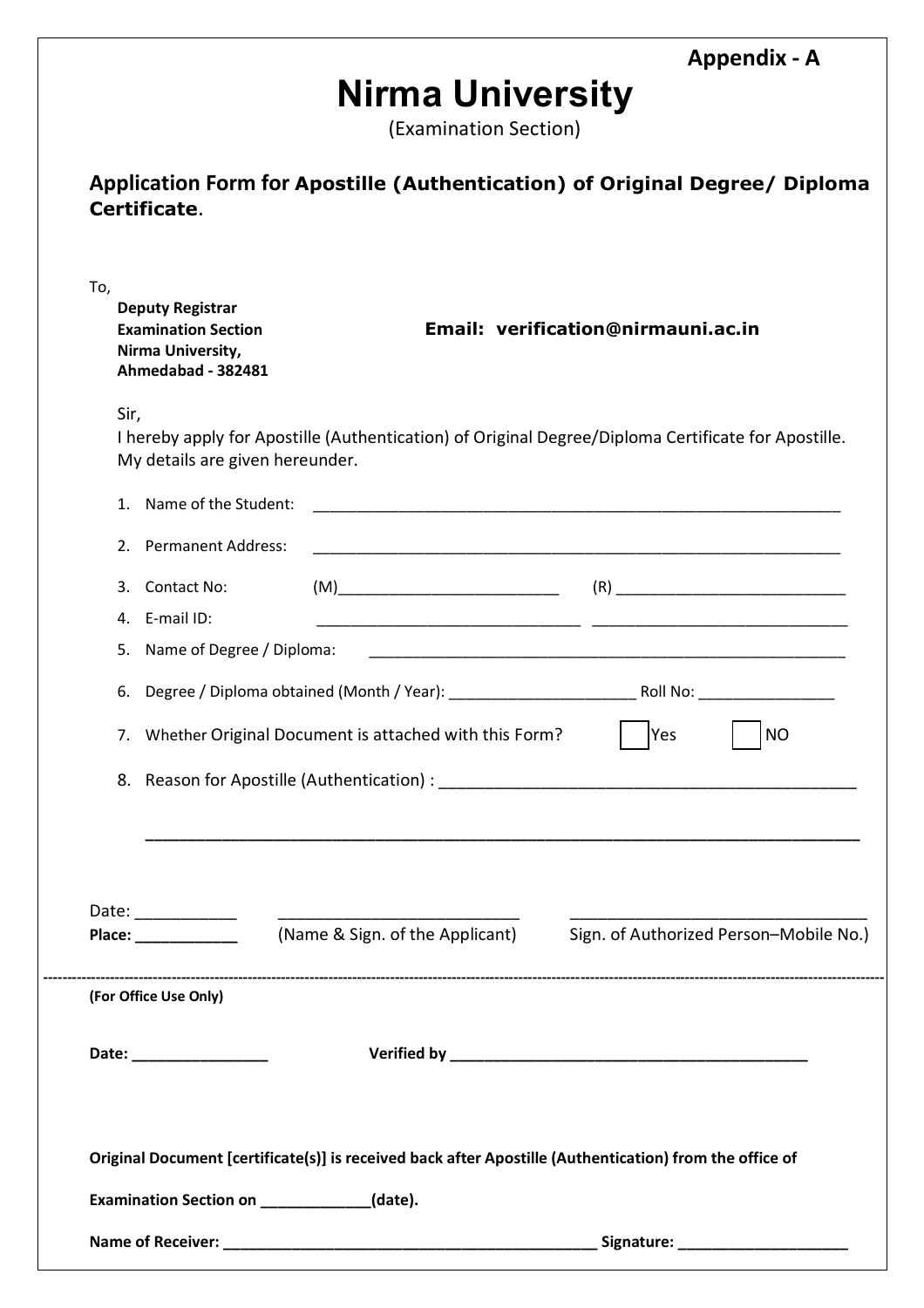**Appendix - A**

# Nirma University

(Examination Section)

## Application Form for Apostille (Authentication) of Original Degree/ Diploma Certificate.

To,

**Deputy Registrar**
**Examination Section**
**Nirma University,**
**Ahmedabad - 382481**

**Email: verification@nirmauni.ac.in**

Sir,

I hereby apply for Apostille (Authentication) of Original Degree/Diploma Certificate for Apostille. My details are given hereunder.

1. Name of the Student: ______________________________________________________________
2. Permanent Address: ______________________________________________________________
3. Contact No: (M)__________________________ (R) __________________________
4. E-mail ID: ________________________________ ______________________________
5. Name of Degree / Diploma: ________________________________________________________
6. Degree / Diploma obtained (Month / Year): _____________________ Roll No: ________________
7. Whether Original Document is attached with this Form? ☐ Yes ☐ NO
8. Reason for Apostille (Authentication) : _______________________________________________

   ______________________________________________________________________________

Date: ___________ ____________________________ _________________________________

**Place: ___________** (Name & Sign. of the Applicant) Sign. of Authorized Person–Mobile No.)

---

**(For Office Use Only)**

**Date: ________________** **Verified by ___________________________________________**

**Original Document [certificate(s)] is received back after Apostille (Authentication) from the office of**

**Examination Section on ____________(date).**

**Name of Receiver: ____________________________________________ Signature: ____________________**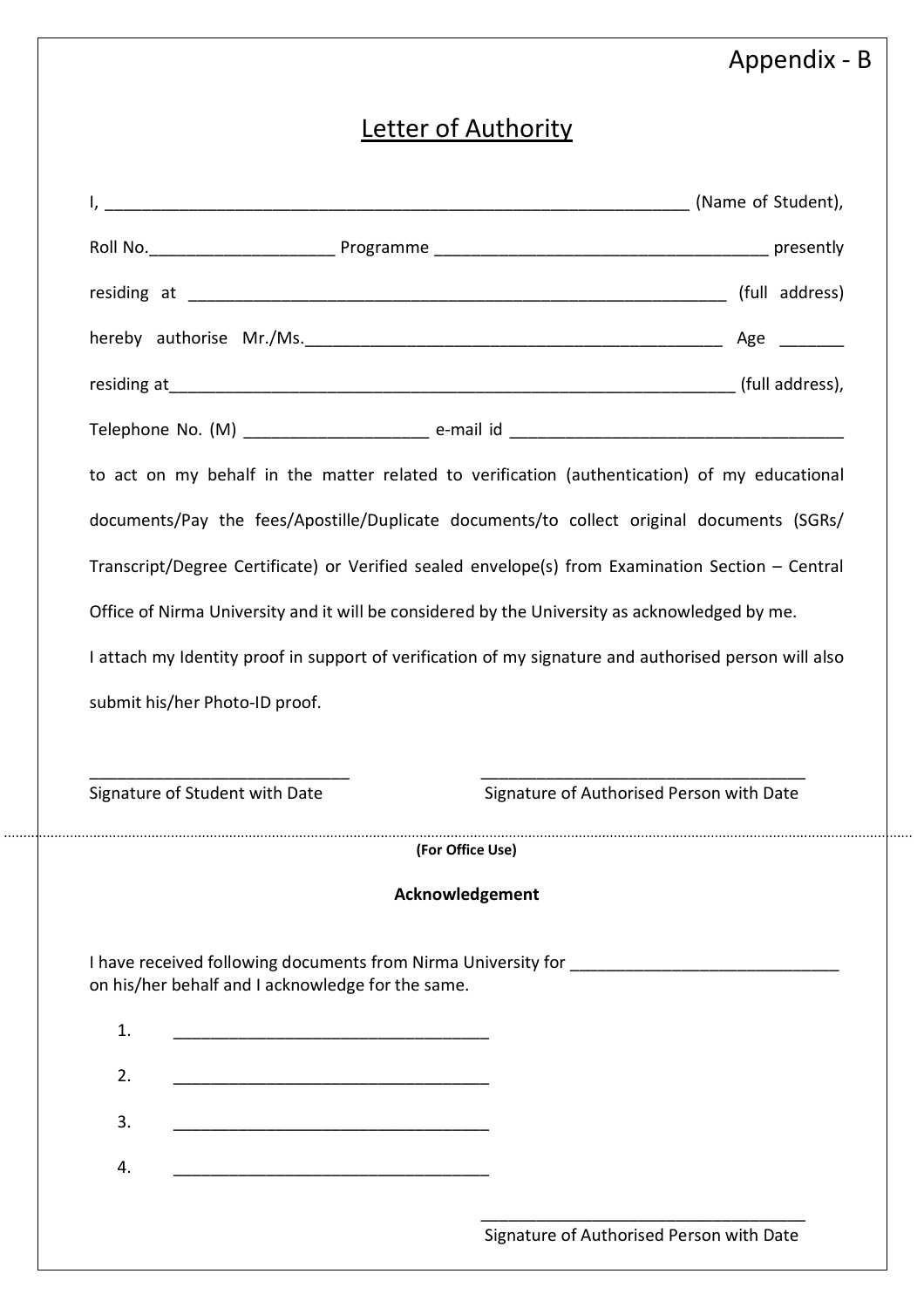Appendix - B

# Letter of Authority

I, ____________________________________________________________ (Name of Student), Roll No.__________________ Programme __________________________________ presently residing at ________________________________________________________ (full address) hereby authorise Mr./Ms.__________________________________________ Age ______ residing at__________________________________________________________ (full address), Telephone No. (M) __________________ e-mail id __________________________________ to act on my behalf in the matter related to verification (authentication) of my educational documents/Pay the fees/Apostille/Duplicate documents/to collect original documents (SGRs/ Transcript/Degree Certificate) or Verified sealed envelope(s) from Examination Section – Central Office of Nirma University and it will be considered by the University as acknowledged by me.

I attach my Identity proof in support of verification of my signature and authorised person will also submit his/her Photo-ID proof.

___________________________ Signature of Student with Date

__________________________________ Signature of Authorised Person with Date

**(For Office Use)**

**Acknowledgement**

I have received following documents from Nirma University for ____________________________ on his/her behalf and I acknowledge for the same.

1. ________________________________
2. ________________________________
3. ________________________________
4. ________________________________

__________________________________
Signature of Authorised Person with Date